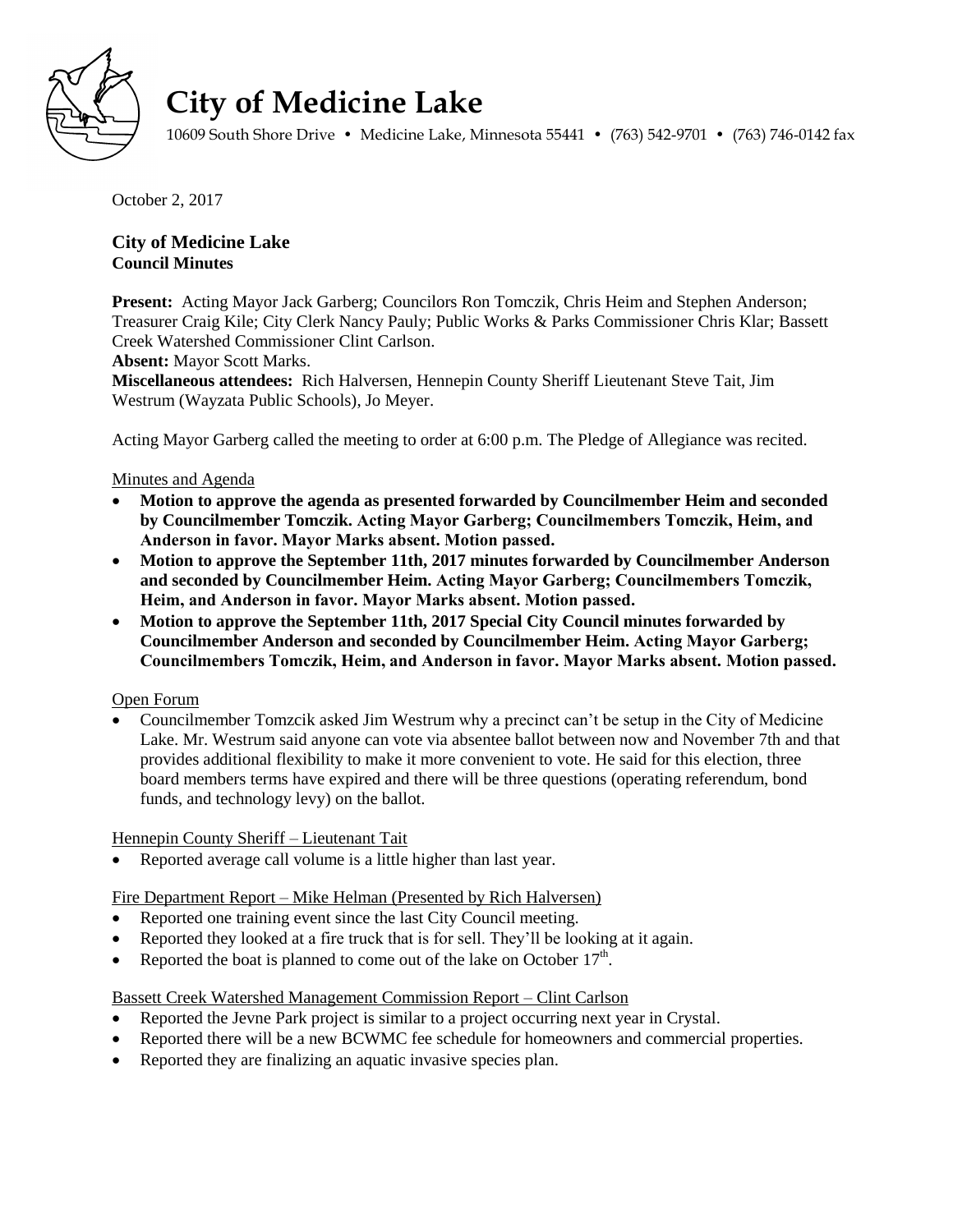# City of Medicine Lake

10609 South Shore Drive • Medicine Lake, Minnesota 55441 • (763) 542-9701 • (763) 746-0142 fax

October 2, 2017

**City of Medicine Lake**
**Council Minutes**

**Present:** Acting Mayor Jack Garberg; Councilors Ron Tomczik, Chris Heim and Stephen Anderson; Treasurer Craig Kile; City Clerk Nancy Pauly; Public Works & Parks Commissioner Chris Klar; Bassett Creek Watershed Commissioner Clint Carlson.
**Absent:** Mayor Scott Marks.
**Miscellaneous attendees:** Rich Halversen, Hennepin County Sheriff Lieutenant Steve Tait, Jim Westrum (Wayzata Public Schools), Jo Meyer.

Acting Mayor Garberg called the meeting to order at 6:00 p.m. The Pledge of Allegiance was recited.

Minutes and Agenda

- **Motion to approve the agenda as presented forwarded by Councilmember Heim and seconded by Councilmember Tomczik. Acting Mayor Garberg; Councilmembers Tomczik, Heim, and Anderson in favor. Mayor Marks absent. Motion passed.**
- **Motion to approve the September 11th, 2017 minutes forwarded by Councilmember Anderson and seconded by Councilmember Heim. Acting Mayor Garberg; Councilmembers Tomczik, Heim, and Anderson in favor. Mayor Marks absent. Motion passed.**
- **Motion to approve the September 11th, 2017 Special City Council minutes forwarded by Councilmember Anderson and seconded by Councilmember Heim. Acting Mayor Garberg; Councilmembers Tomczik, Heim, and Anderson in favor. Mayor Marks absent. Motion passed.**

Open Forum

- Councilmember Tomzcik asked Jim Westrum why a precinct can't be setup in the City of Medicine Lake. Mr. Westrum said anyone can vote via absentee ballot between now and November 7th and that provides additional flexibility to make it more convenient to vote. He said for this election, three board members terms have expired and there will be three questions (operating referendum, bond funds, and technology levy) on the ballot.

Hennepin County Sheriff – Lieutenant Tait

- Reported average call volume is a little higher than last year.

Fire Department Report – Mike Helman (Presented by Rich Halversen)

- Reported one training event since the last City Council meeting.
- Reported they looked at a fire truck that is for sell. They'll be looking at it again.
- Reported the boat is planned to come out of the lake on October 17th.

Bassett Creek Watershed Management Commission Report – Clint Carlson

- Reported the Jevne Park project is similar to a project occurring next year in Crystal.
- Reported there will be a new BCWMC fee schedule for homeowners and commercial properties.
- Reported they are finalizing an aquatic invasive species plan.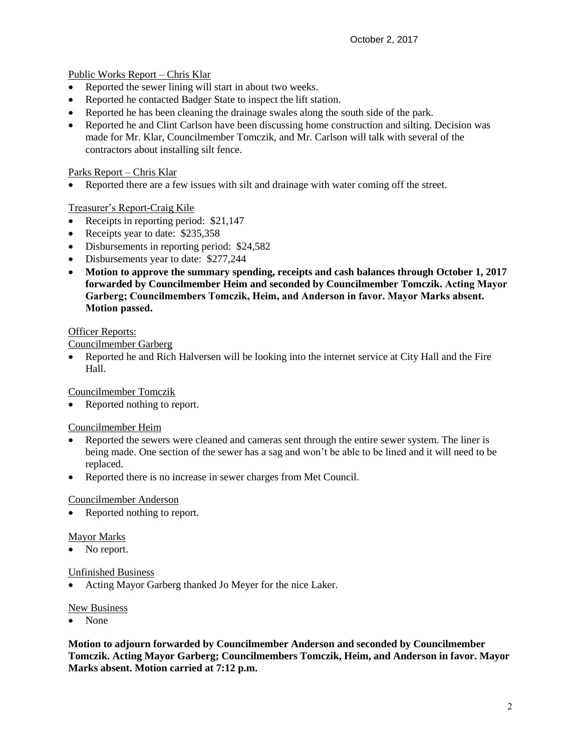Public Works Report – Chris Klar

- Reported the sewer lining will start in about two weeks.
- Reported he contacted Badger State to inspect the lift station.
- Reported he has been cleaning the drainage swales along the south side of the park.
- Reported he and Clint Carlson have been discussing home construction and silting. Decision was made for Mr. Klar, Councilmember Tomczik, and Mr. Carlson will talk with several of the contractors about installing silt fence.

Parks Report – Chris Klar

- Reported there are a few issues with silt and drainage with water coming off the street.

Treasurer's Report-Craig Kile

- Receipts in reporting period: $21,147
- Receipts year to date: $235,358
- Disbursements in reporting period: $24,582
- Disbursements year to date: $277,244
- **Motion to approve the summary spending, receipts and cash balances through October 1, 2017 forwarded by Councilmember Heim and seconded by Councilmember Tomczik. Acting Mayor Garberg; Councilmembers Tomczik, Heim, and Anderson in favor. Mayor Marks absent. Motion passed.**

Officer Reports:

Councilmember Garberg

- Reported he and Rich Halversen will be looking into the internet service at City Hall and the Fire Hall.

Councilmember Tomczik

- Reported nothing to report.

Councilmember Heim

- Reported the sewers were cleaned and cameras sent through the entire sewer system. The liner is being made. One section of the sewer has a sag and won't be able to be lined and it will need to be replaced.
- Reported there is no increase in sewer charges from Met Council.

Councilmember Anderson

- Reported nothing to report.

Mayor Marks

- No report.

Unfinished Business

- Acting Mayor Garberg thanked Jo Meyer for the nice Laker.

New Business

- None

**Motion to adjourn forwarded by Councilmember Anderson and seconded by Councilmember Tomczik. Acting Mayor Garberg; Councilmembers Tomczik, Heim, and Anderson in favor. Mayor Marks absent. Motion carried at 7:12 p.m.**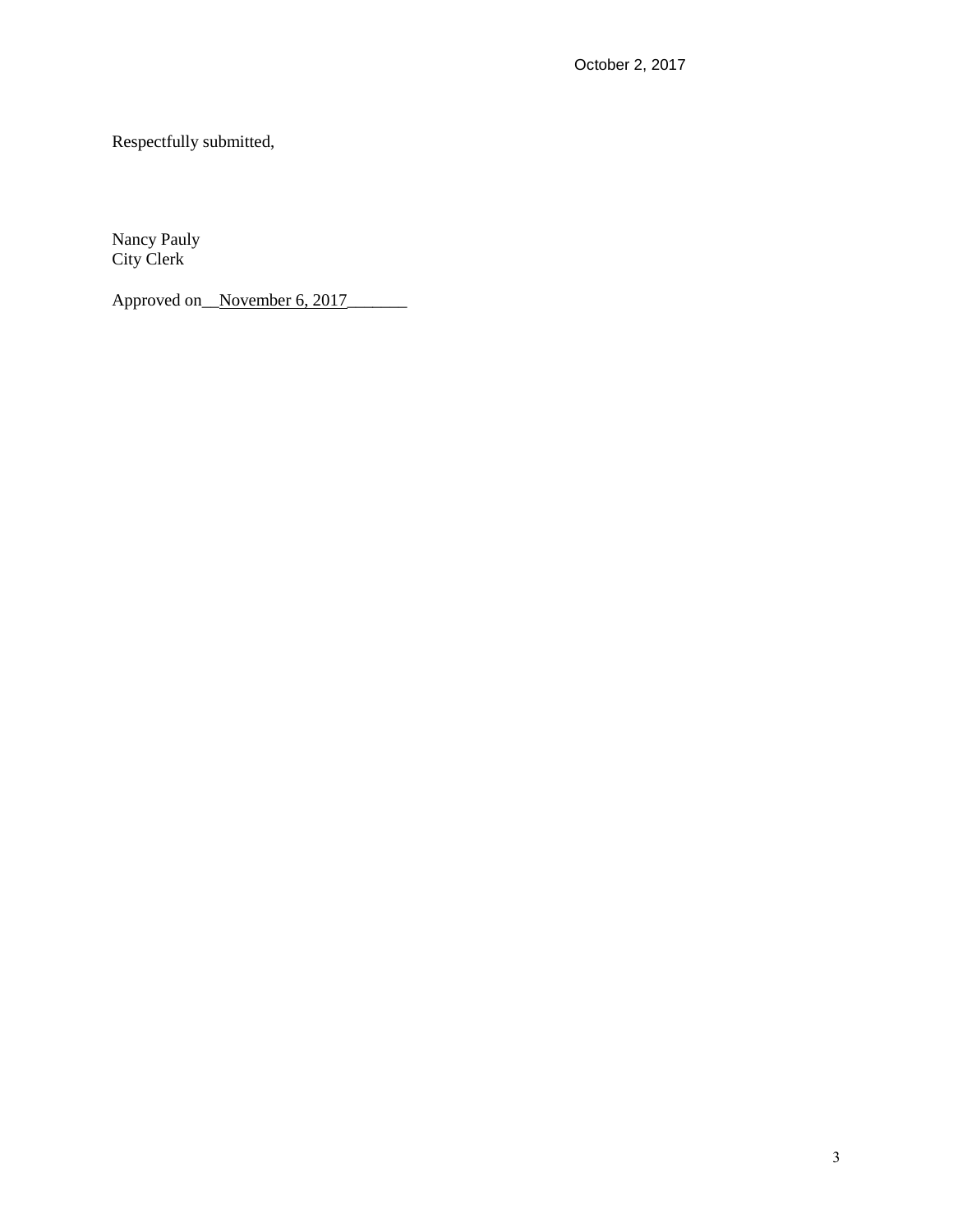Respectfully submitted,

Nancy Pauly
City Clerk

Approved on__November 6, 2017_______